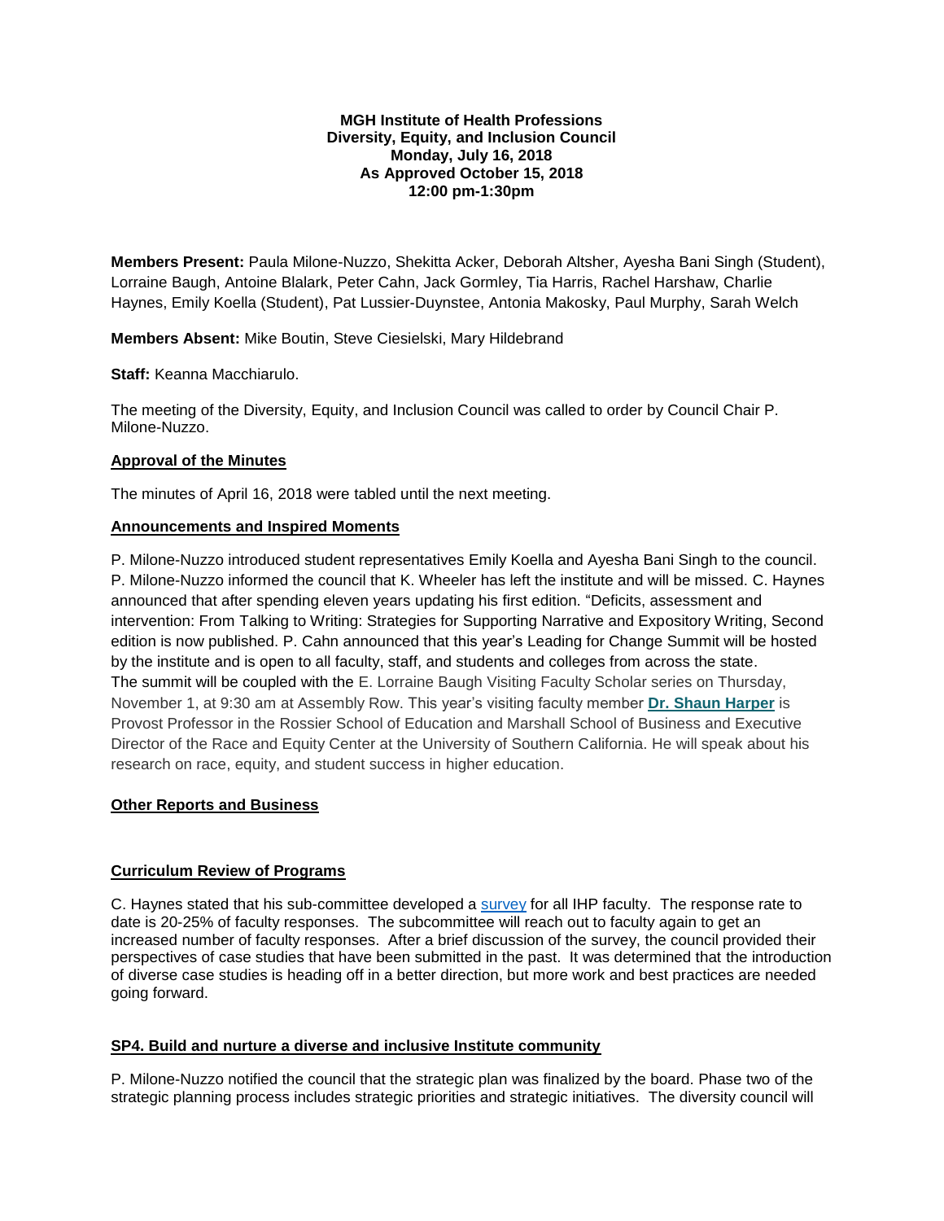**MGH Institute of Health Professions**
**Diversity, Equity, and Inclusion Council**
**Monday, July 16, 2018**
**As Approved October 15, 2018**
**12:00 pm-1:30pm**

**Members Present:** Paula Milone-Nuzzo, Shekitta Acker, Deborah Altsher, Ayesha Bani Singh (Student), Lorraine Baugh, Antoine Blalark, Peter Cahn, Jack Gormley, Tia Harris, Rachel Harshaw, Charlie Haynes, Emily Koella (Student), Pat Lussier-Duynstee, Antonia Makosky, Paul Murphy, Sarah Welch

**Members Absent:** Mike Boutin, Steve Ciesielski, Mary Hildebrand

**Staff:** Keanna Macchiarulo.

The meeting of the Diversity, Equity, and Inclusion Council was called to order by Council Chair P. Milone-Nuzzo.

**Approval of the Minutes**

The minutes of April 16, 2018 were tabled until the next meeting.

**Announcements and Inspired Moments**

P. Milone-Nuzzo introduced student representatives Emily Koella and Ayesha Bani Singh to the council. P. Milone-Nuzzo informed the council that K. Wheeler has left the institute and will be missed. C. Haynes announced that after spending eleven years updating his first edition. "Deficits, assessment and intervention: From Talking to Writing: Strategies for Supporting Narrative and Expository Writing, Second edition is now published. P. Cahn announced that this year's Leading for Change Summit will be hosted by the institute and is open to all faculty, staff, and students and colleges from across the state. The summit will be coupled with the E. Lorraine Baugh Visiting Faculty Scholar series on Thursday, November 1, at 9:30 am at Assembly Row. This year's visiting faculty member **Dr. Shaun Harper** is Provost Professor in the Rossier School of Education and Marshall School of Business and Executive Director of the Race and Equity Center at the University of Southern California. He will speak about his research on race, equity, and student success in higher education.

**Other Reports and Business**

**Curriculum Review of Programs**

C. Haynes stated that his sub-committee developed a survey for all IHP faculty. The response rate to date is 20-25% of faculty responses. The subcommittee will reach out to faculty again to get an increased number of faculty responses. After a brief discussion of the survey, the council provided their perspectives of case studies that have been submitted in the past. It was determined that the introduction of diverse case studies is heading off in a better direction, but more work and best practices are needed going forward.

**SP4. Build and nurture a diverse and inclusive Institute community**

P. Milone-Nuzzo notified the council that the strategic plan was finalized by the board. Phase two of the strategic planning process includes strategic priorities and strategic initiatives. The diversity council will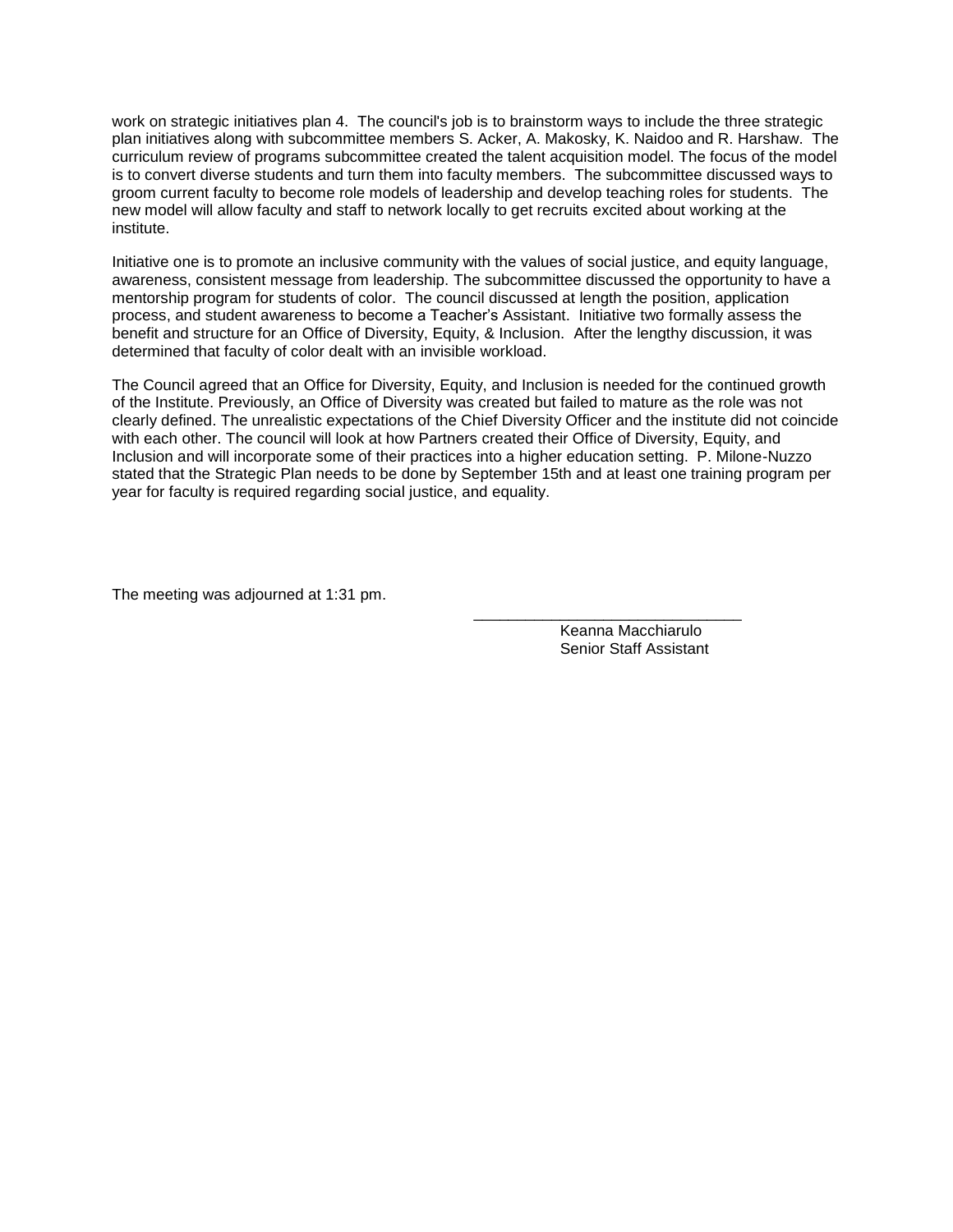work on strategic initiatives plan 4. The council's job is to brainstorm ways to include the three strategic plan initiatives along with subcommittee members S. Acker, A. Makosky, K. Naidoo and R. Harshaw. The curriculum review of programs subcommittee created the talent acquisition model. The focus of the model is to convert diverse students and turn them into faculty members. The subcommittee discussed ways to groom current faculty to become role models of leadership and develop teaching roles for students. The new model will allow faculty and staff to network locally to get recruits excited about working at the institute.

Initiative one is to promote an inclusive community with the values of social justice, and equity language, awareness, consistent message from leadership. The subcommittee discussed the opportunity to have a mentorship program for students of color. The council discussed at length the position, application process, and student awareness to become a Teacher's Assistant. Initiative two formally assess the benefit and structure for an Office of Diversity, Equity, & Inclusion. After the lengthy discussion, it was determined that faculty of color dealt with an invisible workload.

The Council agreed that an Office for Diversity, Equity, and Inclusion is needed for the continued growth of the Institute. Previously, an Office of Diversity was created but failed to mature as the role was not clearly defined. The unrealistic expectations of the Chief Diversity Officer and the institute did not coincide with each other. The council will look at how Partners created their Office of Diversity, Equity, and Inclusion and will incorporate some of their practices into a higher education setting. P. Milone-Nuzzo stated that the Strategic Plan needs to be done by September 15th and at least one training program per year for faculty is required regarding social justice, and equality.

The meeting was adjourned at 1:31 pm.

\_\_\_\_\_\_\_\_\_\_\_\_\_\_\_\_\_\_\_\_\_\_\_\_\_\_\_\_\_\_\_\_

Keanna Macchiarulo
Senior Staff Assistant